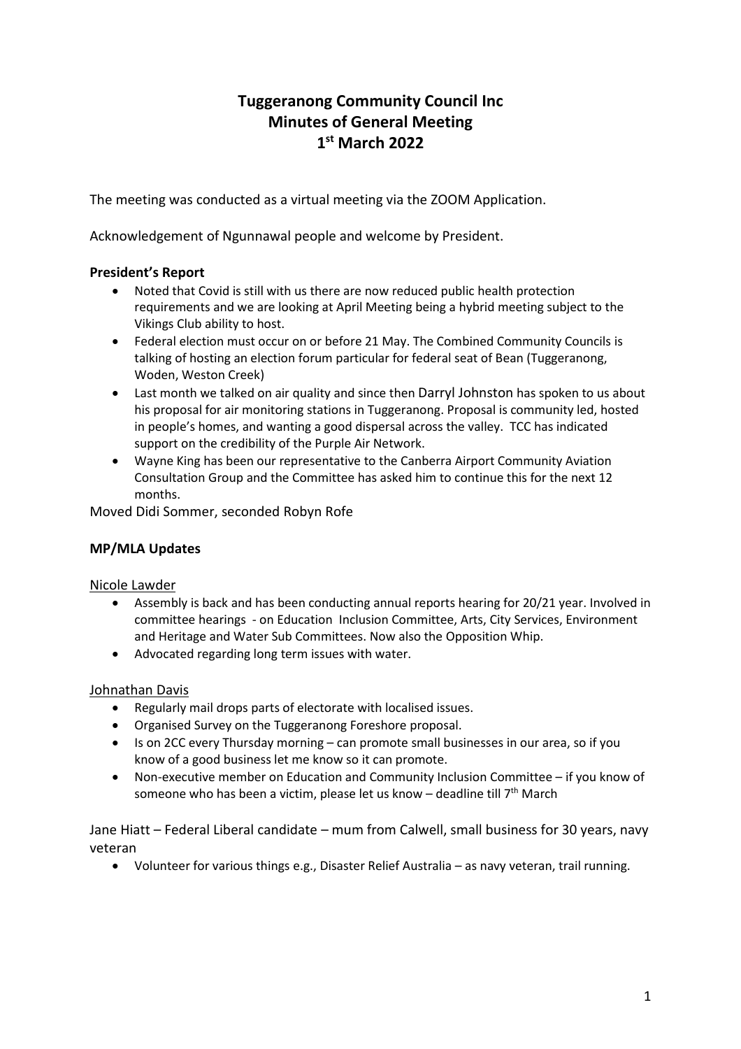# Tuggeranong Community Council Inc
# Minutes of General Meeting
# 1st March 2022

The meeting was conducted as a virtual meeting via the ZOOM Application.

Acknowledgement of Ngunnawal people and welcome by President.

**President's Report**

- Noted that Covid is still with us there are now reduced public health protection requirements and we are looking at April Meeting being a hybrid meeting subject to the Vikings Club ability to host.
- Federal election must occur on or before 21 May. The Combined Community Councils is talking of hosting an election forum particular for federal seat of Bean (Tuggeranong, Woden, Weston Creek)
- Last month we talked on air quality and since then Darryl Johnston has spoken to us about his proposal for air monitoring stations in Tuggeranong. Proposal is community led, hosted in people's homes, and wanting a good dispersal across the valley. TCC has indicated support on the credibility of the Purple Air Network.
- Wayne King has been our representative to the Canberra Airport Community Aviation Consultation Group and the Committee has asked him to continue this for the next 12 months.

Moved Didi Sommer, seconded Robyn Rofe

**MP/MLA Updates**

Nicole Lawder

- Assembly is back and has been conducting annual reports hearing for 20/21 year. Involved in committee hearings - on Education Inclusion Committee, Arts, City Services, Environment and Heritage and Water Sub Committees. Now also the Opposition Whip.
- Advocated regarding long term issues with water.

Johnathan Davis

- Regularly mail drops parts of electorate with localised issues.
- Organised Survey on the Tuggeranong Foreshore proposal.
- Is on 2CC every Thursday morning – can promote small businesses in our area, so if you know of a good business let me know so it can promote.
- Non-executive member on Education and Community Inclusion Committee – if you know of someone who has been a victim, please let us know – deadline till 7th March

Jane Hiatt – Federal Liberal candidate – mum from Calwell, small business for 30 years, navy veteran

- Volunteer for various things e.g., Disaster Relief Australia – as navy veteran, trail running.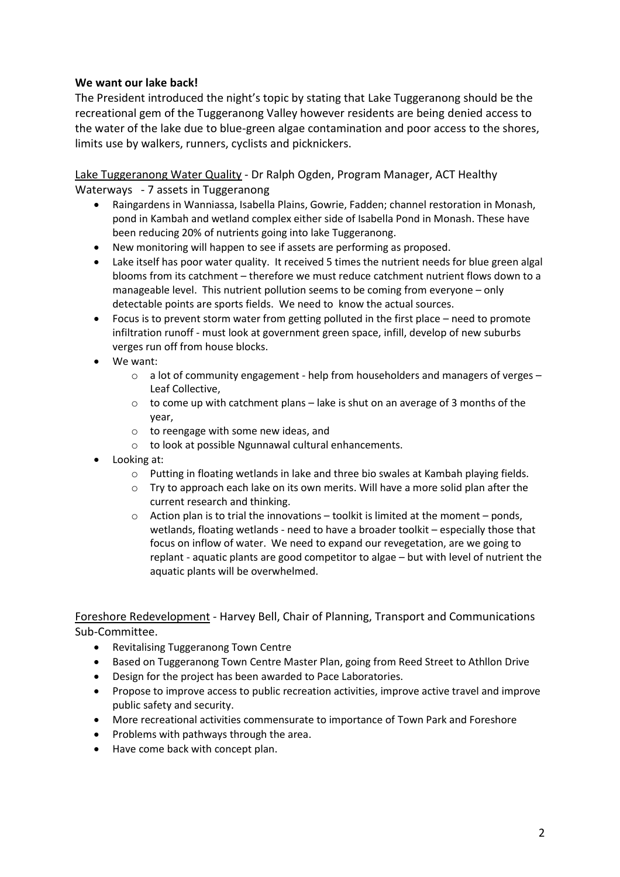**We want our lake back!**

The President introduced the night's topic by stating that Lake Tuggeranong should be the recreational gem of the Tuggeranong Valley however residents are being denied access to the water of the lake due to blue-green algae contamination and poor access to the shores, limits use by walkers, runners, cyclists and picknickers.

Lake Tuggeranong Water Quality - Dr Ralph Ogden, Program Manager, ACT Healthy Waterways - 7 assets in Tuggeranong

- Raingardens in Wanniassa, Isabella Plains, Gowrie, Fadden; channel restoration in Monash, pond in Kambah and wetland complex either side of Isabella Pond in Monash. These have been reducing 20% of nutrients going into lake Tuggeranong.
- New monitoring will happen to see if assets are performing as proposed.
- Lake itself has poor water quality. It received 5 times the nutrient needs for blue green algal blooms from its catchment – therefore we must reduce catchment nutrient flows down to a manageable level. This nutrient pollution seems to be coming from everyone – only detectable points are sports fields. We need to know the actual sources.
- Focus is to prevent storm water from getting polluted in the first place – need to promote infiltration runoff - must look at government green space, infill, develop of new suburbs verges run off from house blocks.
- We want:
  - a lot of community engagement - help from householders and managers of verges – Leaf Collective,
  - to come up with catchment plans – lake is shut on an average of 3 months of the year,
  - to reengage with some new ideas, and
  - to look at possible Ngunnawal cultural enhancements.
- Looking at:
  - Putting in floating wetlands in lake and three bio swales at Kambah playing fields.
  - Try to approach each lake on its own merits. Will have a more solid plan after the current research and thinking.
  - Action plan is to trial the innovations – toolkit is limited at the moment – ponds, wetlands, floating wetlands - need to have a broader toolkit – especially those that focus on inflow of water. We need to expand our revegetation, are we going to replant - aquatic plants are good competitor to algae – but with level of nutrient the aquatic plants will be overwhelmed.

Foreshore Redevelopment - Harvey Bell, Chair of Planning, Transport and Communications Sub-Committee.

- Revitalising Tuggeranong Town Centre
- Based on Tuggeranong Town Centre Master Plan, going from Reed Street to Athllon Drive
- Design for the project has been awarded to Pace Laboratories.
- Propose to improve access to public recreation activities, improve active travel and improve public safety and security.
- More recreational activities commensurate to importance of Town Park and Foreshore
- Problems with pathways through the area.
- Have come back with concept plan.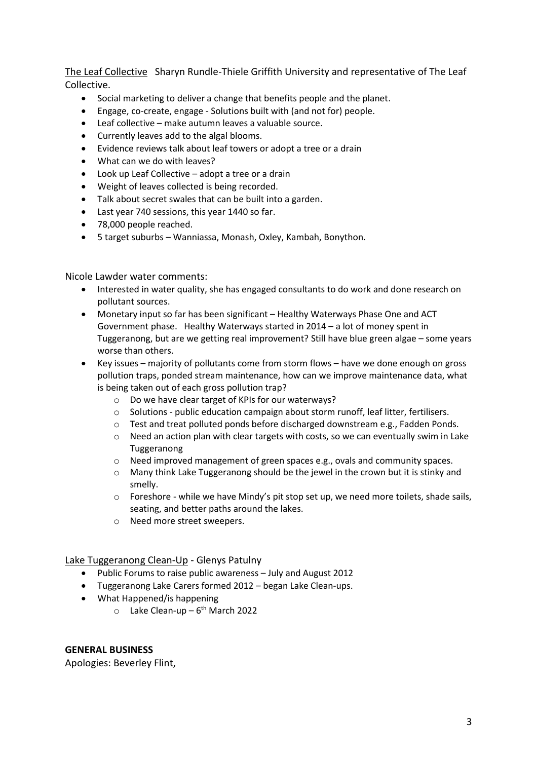<u>The Leaf Collective</u> Sharyn Rundle-Thiele Griffith University and representative of The Leaf Collective.

- Social marketing to deliver a change that benefits people and the planet.
- Engage, co-create, engage - Solutions built with (and not for) people.
- Leaf collective – make autumn leaves a valuable source.
- Currently leaves add to the algal blooms.
- Evidence reviews talk about leaf towers or adopt a tree or a drain
- What can we do with leaves?
- Look up Leaf Collective – adopt a tree or a drain
- Weight of leaves collected is being recorded.
- Talk about secret swales that can be built into a garden.
- Last year 740 sessions, this year 1440 so far.
- 78,000 people reached.
- 5 target suburbs – Wanniassa, Monash, Oxley, Kambah, Bonython.

Nicole Lawder water comments:

- Interested in water quality, she has engaged consultants to do work and done research on pollutant sources.
- Monetary input so far has been significant – Healthy Waterways Phase One and ACT Government phase. Healthy Waterways started in 2014 – a lot of money spent in Tuggeranong, but are we getting real improvement? Still have blue green algae – some years worse than others.
- Key issues – majority of pollutants come from storm flows – have we done enough on gross pollution traps, ponded stream maintenance, how can we improve maintenance data, what is being taken out of each gross pollution trap?
  - Do we have clear target of KPIs for our waterways?
  - Solutions - public education campaign about storm runoff, leaf litter, fertilisers.
  - Test and treat polluted ponds before discharged downstream e.g., Fadden Ponds.
  - Need an action plan with clear targets with costs, so we can eventually swim in Lake Tuggeranong
  - Need improved management of green spaces e.g., ovals and community spaces.
  - Many think Lake Tuggeranong should be the jewel in the crown but it is stinky and smelly.
  - Foreshore - while we have Mindy's pit stop set up, we need more toilets, shade sails, seating, and better paths around the lakes.
  - Need more street sweepers.

<u>Lake Tuggeranong Clean-Up</u> - Glenys Patulny

- Public Forums to raise public awareness – July and August 2012
- Tuggeranong Lake Carers formed 2012 – began Lake Clean-ups.
- What Happened/is happening
  - Lake Clean-up – 6th March 2022

**GENERAL BUSINESS**

Apologies: Beverley Flint,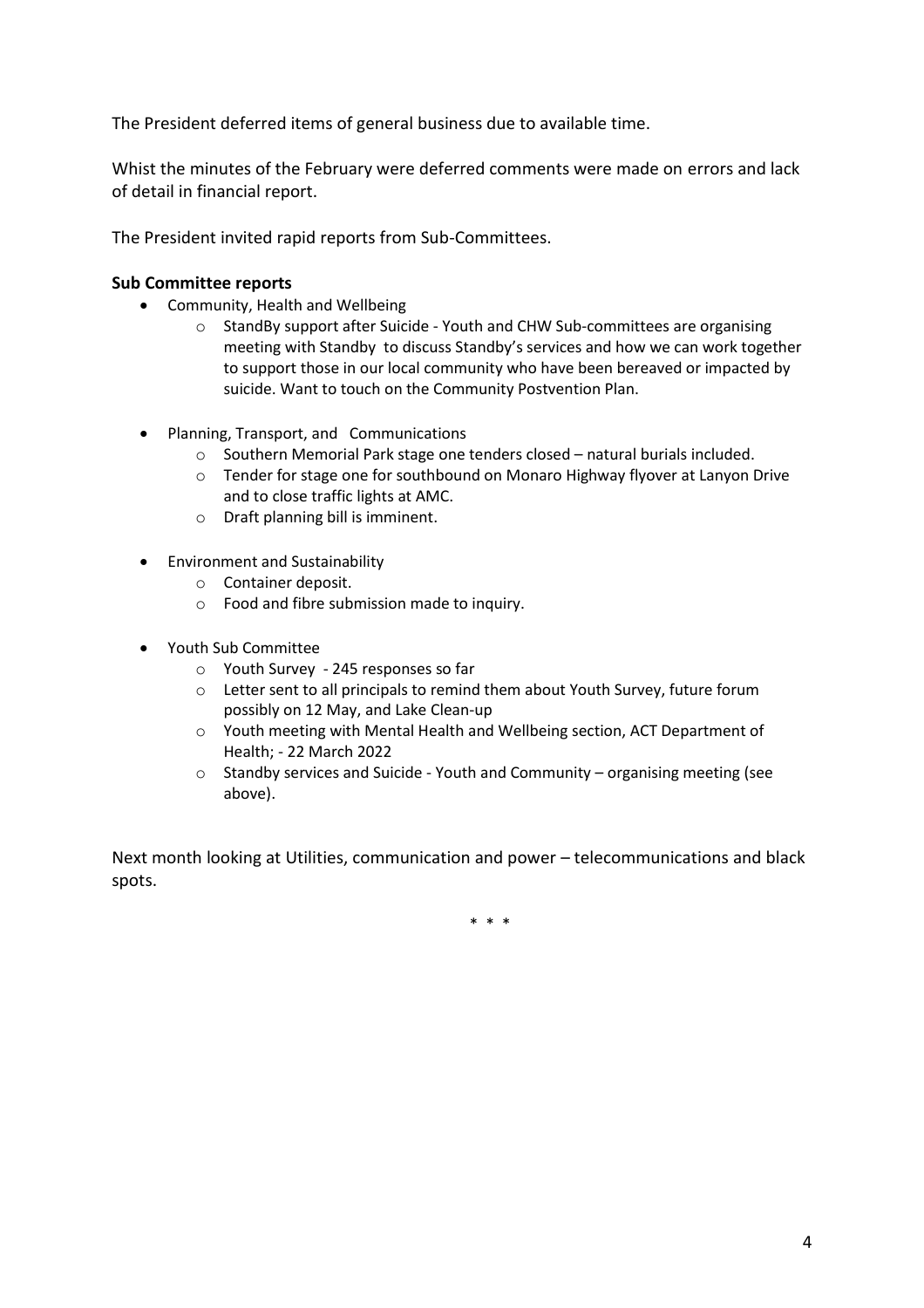The President deferred items of general business due to available time.

Whist the minutes of the February were deferred comments were made on errors and lack of detail in financial report.

The President invited rapid reports from Sub-Committees.

**Sub Committee reports**

- Community, Health and Wellbeing
  - StandBy support after Suicide - Youth and CHW Sub-committees are organising meeting with Standby to discuss Standby's services and how we can work together to support those in our local community who have been bereaved or impacted by suicide. Want to touch on the Community Postvention Plan.
- Planning, Transport, and Communications
  - Southern Memorial Park stage one tenders closed – natural burials included.
  - Tender for stage one for southbound on Monaro Highway flyover at Lanyon Drive and to close traffic lights at AMC.
  - Draft planning bill is imminent.
- Environment and Sustainability
  - Container deposit.
  - Food and fibre submission made to inquiry.
- Youth Sub Committee
  - Youth Survey - 245 responses so far
  - Letter sent to all principals to remind them about Youth Survey, future forum possibly on 12 May, and Lake Clean-up
  - Youth meeting with Mental Health and Wellbeing section, ACT Department of Health; - 22 March 2022
  - Standby services and Suicide - Youth and Community – organising meeting (see above).

Next month looking at Utilities, communication and power – telecommunications and black spots.

\* \* \*